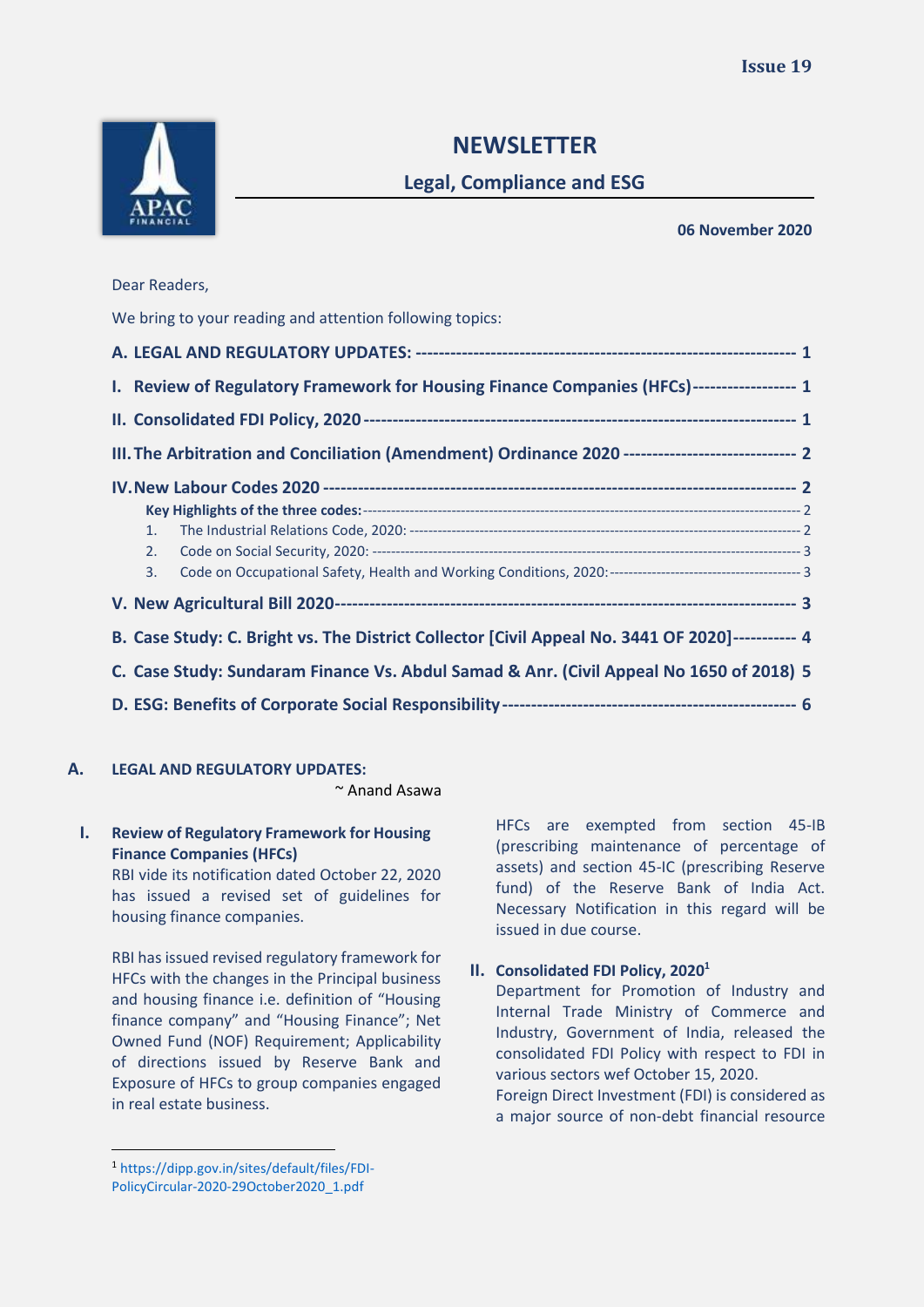**Issue 19**

# NEWSLETTER

## Legal, Compliance and ESG

**06 November 2020**

Dear Readers,

We bring to your reading and attention following topics:

**A. LEGAL AND REGULATORY UPDATES: ---------------------------------------------------------------- 1**

**I. Review of Regulatory Framework for Housing Finance Companies (HFCs)----------------- 1**

**II. Consolidated FDI Policy, 2020 ------------------------------------------------------------------------ 1**

**III. The Arbitration and Conciliation (Amendment) Ordinance 2020 ----------------------------- 2**

**IV. New Labour Codes 2020 ------------------------------------------------------------------------------ 2**

- **Key Highlights of the three codes:** ---------------------------------------------------------------- 2
  1. The Industrial Relations Code, 2020: ---------------------------------------------------------- 2
  2. Code on Social Security, 2020: ---------------------------------------------------------------- 3
  3. Code on Occupational Safety, Health and Working Conditions, 2020: ------------------- 3

**V. New Agricultural Bill 2020----------------------------------------------------------------------------- 3**

**B. Case Study: C. Bright vs. The District Collector [Civil Appeal No. 3441 OF 2020]---------- 4**

**C. Case Study: Sundaram Finance Vs. Abdul Samad & Anr. (Civil Appeal No 1650 of 2018) 5**

**D. ESG: Benefits of Corporate Social Responsibility------------------------------------------------ 6**

## A. LEGAL AND REGULATORY UPDATES:

~ Anand Asawa

### I. Review of Regulatory Framework for Housing Finance Companies (HFCs)

RBI vide its notification dated October 22, 2020 has issued a revised set of guidelines for housing finance companies.

RBI has issued revised regulatory framework for HFCs with the changes in the Principal business and housing finance i.e. definition of "Housing finance company" and "Housing Finance"; Net Owned Fund (NOF) Requirement; Applicability of directions issued by Reserve Bank and Exposure of HFCs to group companies engaged in real estate business.

HFCs are exempted from section 45-IB (prescribing maintenance of percentage of assets) and section 45-IC (prescribing Reserve fund) of the Reserve Bank of India Act. Necessary Notification in this regard will be issued in due course.

### II. Consolidated FDI Policy, 2020[1]

Department for Promotion of Industry and Internal Trade Ministry of Commerce and Industry, Government of India, released the consolidated FDI Policy with respect to FDI in various sectors wef October 15, 2020.

Foreign Direct Investment (FDI) is considered as a major source of non-debt financial resource

---

[1] https://dipp.gov.in/sites/default/files/FDI-PolicyCircular-2020-29October2020_1.pdf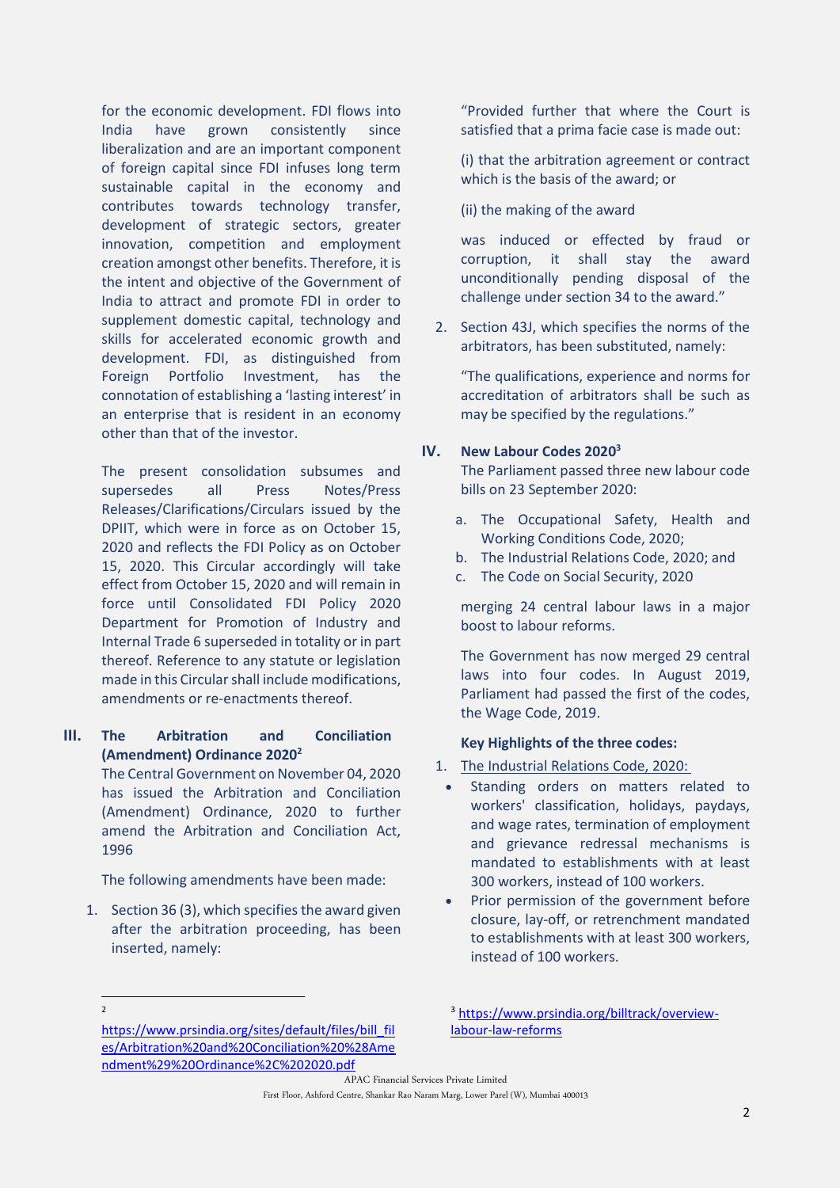for the economic development. FDI flows into India have grown consistently since liberalization and are an important component of foreign capital since FDI infuses long term sustainable capital in the economy and contributes towards technology transfer, development of strategic sectors, greater innovation, competition and employment creation amongst other benefits. Therefore, it is the intent and objective of the Government of India to attract and promote FDI in order to supplement domestic capital, technology and skills for accelerated economic growth and development. FDI, as distinguished from Foreign Portfolio Investment, has the connotation of establishing a 'lasting interest' in an enterprise that is resident in an economy other than that of the investor.

The present consolidation subsumes and supersedes all Press Notes/Press Releases/Clarifications/Circulars issued by the DPIIT, which were in force as on October 15, 2020 and reflects the FDI Policy as on October 15, 2020. This Circular accordingly will take effect from October 15, 2020 and will remain in force until Consolidated FDI Policy 2020 Department for Promotion of Industry and Internal Trade 6 superseded in totality or in part thereof. Reference to any statute or legislation made in this Circular shall include modifications, amendments or re-enactments thereof.

## III. The Arbitration and Conciliation (Amendment) Ordinance 2020[2]

The Central Government on November 04, 2020 has issued the Arbitration and Conciliation (Amendment) Ordinance, 2020 to further amend the Arbitration and Conciliation Act, 1996

The following amendments have been made:

1. Section 36 (3), which specifies the award given after the arbitration proceeding, has been inserted, namely:

   "Provided further that where the Court is satisfied that a prima facie case is made out:

   (i) that the arbitration agreement or contract which is the basis of the award; or

   (ii) the making of the award

   was induced or effected by fraud or corruption, it shall stay the award unconditionally pending disposal of the challenge under section 34 to the award."

2. Section 43J, which specifies the norms of the arbitrators, has been substituted, namely:

   "The qualifications, experience and norms for accreditation of arbitrators shall be such as may be specified by the regulations."

## IV. New Labour Codes 2020[3]

The Parliament passed three new labour code bills on 23 September 2020:

a. The Occupational Safety, Health and Working Conditions Code, 2020;
b. The Industrial Relations Code, 2020; and
c. The Code on Social Security, 2020

merging 24 central labour laws in a major boost to labour reforms.

The Government has now merged 29 central laws into four codes. In August 2019, Parliament had passed the first of the codes, the Wage Code, 2019.

**Key Highlights of the three codes:**

1. The Industrial Relations Code, 2020:
   - Standing orders on matters related to workers' classification, holidays, paydays, and wage rates, termination of employment and grievance redressal mechanisms is mandated to establishments with at least 300 workers, instead of 100 workers.
   - Prior permission of the government before closure, lay-off, or retrenchment mandated to establishments with at least 300 workers, instead of 100 workers.

---

[2] https://www.prsindia.org/sites/default/files/bill_files/Arbitration%20and%20Conciliation%20%28Amendment%29%20Ordinance%2C%202020.pdf

[3] https://www.prsindia.org/billtrack/overview-labour-law-reforms

APAC Financial Services Private Limited
First Floor, Ashford Centre, Shankar Rao Naram Marg, Lower Parel (W), Mumbai 400013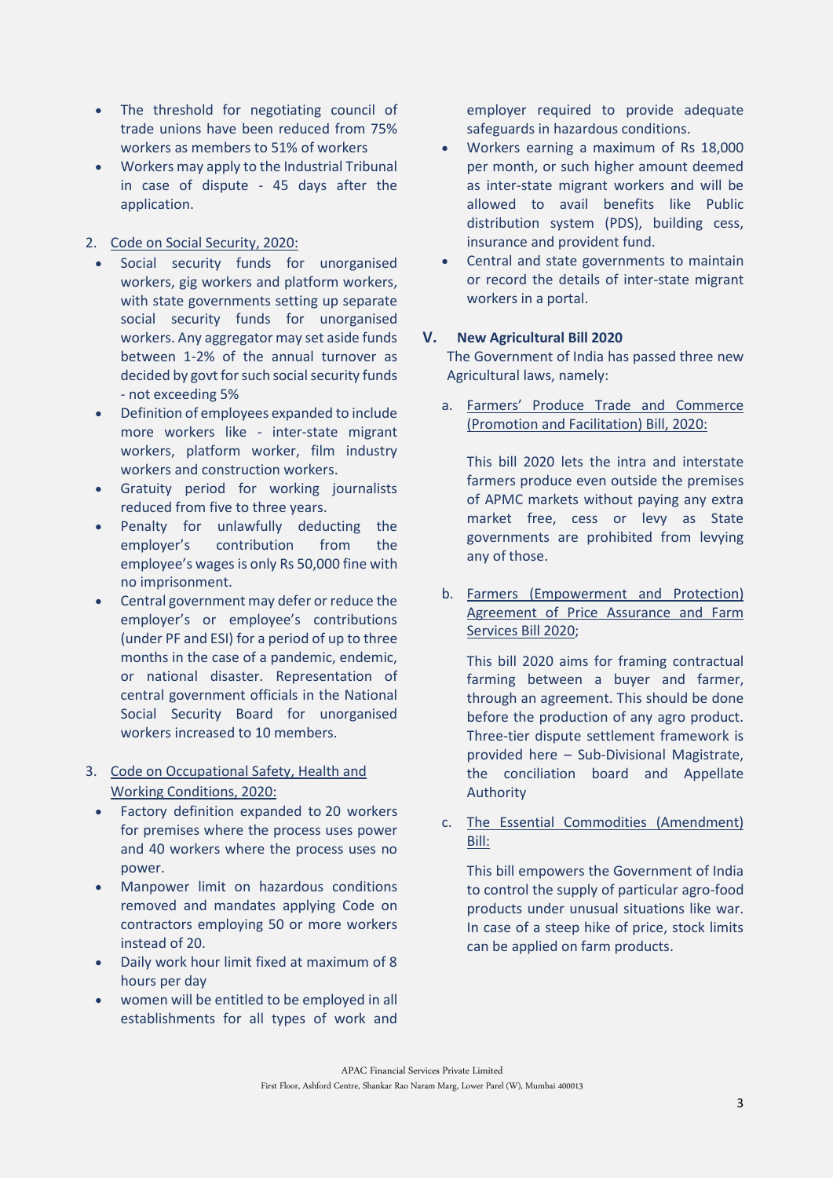- The threshold for negotiating council of trade unions have been reduced from 75% workers as members to 51% of workers
- Workers may apply to the Industrial Tribunal in case of dispute - 45 days after the application.

2. Code on Social Security, 2020:
   - Social security funds for unorganised workers, gig workers and platform workers, with state governments setting up separate social security funds for unorganised workers. Any aggregator may set aside funds between 1-2% of the annual turnover as decided by govt for such social security funds - not exceeding 5%
   - Definition of employees expanded to include more workers like - inter-state migrant workers, platform worker, film industry workers and construction workers.
   - Gratuity period for working journalists reduced from five to three years.
   - Penalty for unlawfully deducting the employer's contribution from the employee's wages is only Rs 50,000 fine with no imprisonment.
   - Central government may defer or reduce the employer's or employee's contributions (under PF and ESI) for a period of up to three months in the case of a pandemic, endemic, or national disaster. Representation of central government officials in the National Social Security Board for unorganised workers increased to 10 members.

3. Code on Occupational Safety, Health and Working Conditions, 2020:
   - Factory definition expanded to 20 workers for premises where the process uses power and 40 workers where the process uses no power.
   - Manpower limit on hazardous conditions removed and mandates applying Code on contractors employing 50 or more workers instead of 20.
   - Daily work hour limit fixed at maximum of 8 hours per day
   - women will be entitled to be employed in all establishments for all types of work and employer required to provide adequate safeguards in hazardous conditions.
   - Workers earning a maximum of Rs 18,000 per month, or such higher amount deemed as inter-state migrant workers and will be allowed to avail benefits like Public distribution system (PDS), building cess, insurance and provident fund.
   - Central and state governments to maintain or record the details of inter-state migrant workers in a portal.

## V. New Agricultural Bill 2020

The Government of India has passed three new Agricultural laws, namely:

a. Farmers' Produce Trade and Commerce (Promotion and Facilitation) Bill, 2020:

   This bill 2020 lets the intra and interstate farmers produce even outside the premises of APMC markets without paying any extra market free, cess or levy as State governments are prohibited from levying any of those.

b. Farmers (Empowerment and Protection) Agreement of Price Assurance and Farm Services Bill 2020;

   This bill 2020 aims for framing contractual farming between a buyer and farmer, through an agreement. This should be done before the production of any agro product. Three-tier dispute settlement framework is provided here – Sub-Divisional Magistrate, the conciliation board and Appellate Authority

c. The Essential Commodities (Amendment) Bill:

   This bill empowers the Government of India to control the supply of particular agro-food products under unusual situations like war. In case of a steep hike of price, stock limits can be applied on farm products.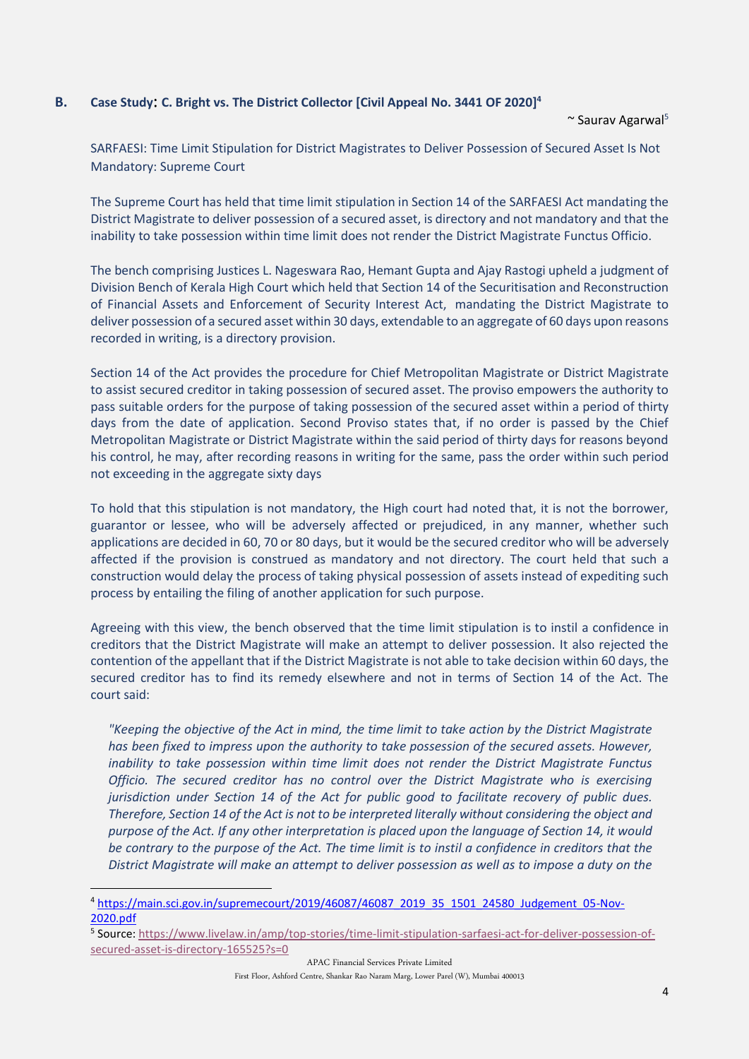## B. Case Study: C. Bright vs. The District Collector [Civil Appeal No. 3441 OF 2020][4]

~ Saurav Agarwal[5]

SARFAESI: Time Limit Stipulation for District Magistrates to Deliver Possession of Secured Asset Is Not Mandatory: Supreme Court

The Supreme Court has held that time limit stipulation in Section 14 of the SARFAESI Act mandating the District Magistrate to deliver possession of a secured asset, is directory and not mandatory and that the inability to take possession within time limit does not render the District Magistrate Functus Officio.

The bench comprising Justices L. Nageswara Rao, Hemant Gupta and Ajay Rastogi upheld a judgment of Division Bench of Kerala High Court which held that Section 14 of the Securitisation and Reconstruction of Financial Assets and Enforcement of Security Interest Act, mandating the District Magistrate to deliver possession of a secured asset within 30 days, extendable to an aggregate of 60 days upon reasons recorded in writing, is a directory provision.

Section 14 of the Act provides the procedure for Chief Metropolitan Magistrate or District Magistrate to assist secured creditor in taking possession of secured asset. The proviso empowers the authority to pass suitable orders for the purpose of taking possession of the secured asset within a period of thirty days from the date of application. Second Proviso states that, if no order is passed by the Chief Metropolitan Magistrate or District Magistrate within the said period of thirty days for reasons beyond his control, he may, after recording reasons in writing for the same, pass the order within such period not exceeding in the aggregate sixty days

To hold that this stipulation is not mandatory, the High court had noted that, it is not the borrower, guarantor or lessee, who will be adversely affected or prejudiced, in any manner, whether such applications are decided in 60, 70 or 80 days, but it would be the secured creditor who will be adversely affected if the provision is construed as mandatory and not directory. The court held that such a construction would delay the process of taking physical possession of assets instead of expediting such process by entailing the filing of another application for such purpose.

Agreeing with this view, the bench observed that the time limit stipulation is to instil a confidence in creditors that the District Magistrate will make an attempt to deliver possession. It also rejected the contention of the appellant that if the District Magistrate is not able to take decision within 60 days, the secured creditor has to find its remedy elsewhere and not in terms of Section 14 of the Act. The court said:

*"Keeping the objective of the Act in mind, the time limit to take action by the District Magistrate has been fixed to impress upon the authority to take possession of the secured assets. However, inability to take possession within time limit does not render the District Magistrate Functus Officio. The secured creditor has no control over the District Magistrate who is exercising jurisdiction under Section 14 of the Act for public good to facilitate recovery of public dues. Therefore, Section 14 of the Act is not to be interpreted literally without considering the object and purpose of the Act. If any other interpretation is placed upon the language of Section 14, it would be contrary to the purpose of the Act. The time limit is to instil a confidence in creditors that the District Magistrate will make an attempt to deliver possession as well as to impose a duty on the*

---

[4] https://main.sci.gov.in/supremecourt/2019/46087/46087_2019_35_1501_24580_Judgement_05-Nov-2020.pdf

[5] Source: https://www.livelaw.in/amp/top-stories/time-limit-stipulation-sarfaesi-act-for-deliver-possession-of-secured-asset-is-directory-165525?s=0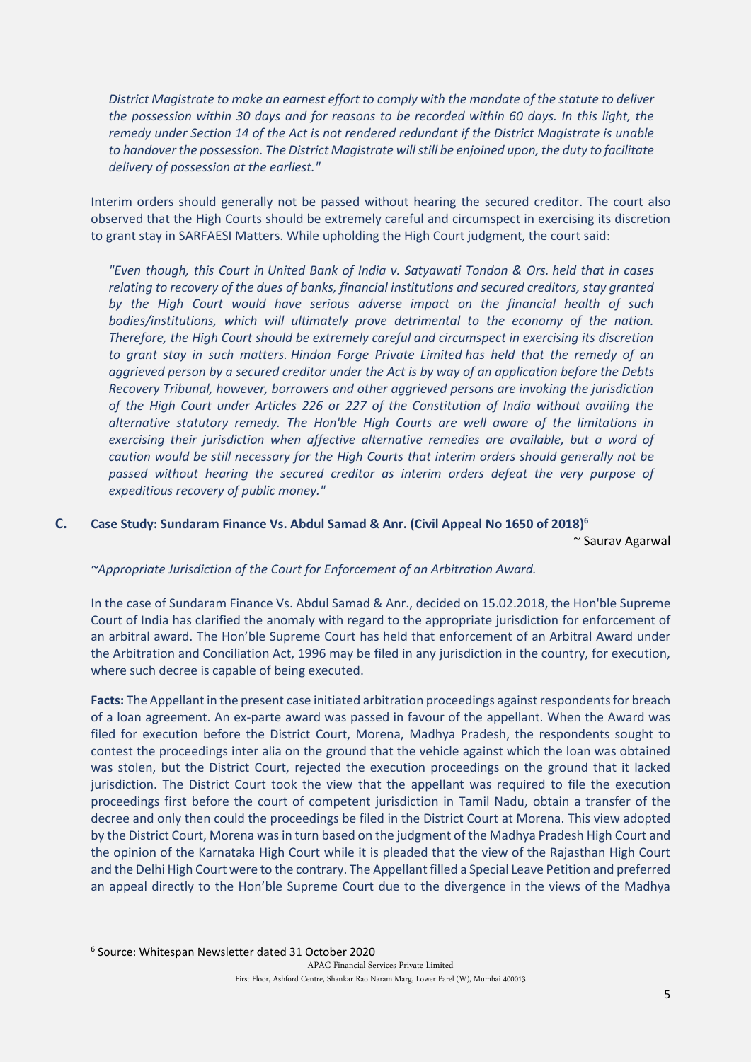*District Magistrate to make an earnest effort to comply with the mandate of the statute to deliver the possession within 30 days and for reasons to be recorded within 60 days. In this light, the remedy under Section 14 of the Act is not rendered redundant if the District Magistrate is unable to handover the possession. The District Magistrate will still be enjoined upon, the duty to facilitate delivery of possession at the earliest."*

Interim orders should generally not be passed without hearing the secured creditor. The court also observed that the High Courts should be extremely careful and circumspect in exercising its discretion to grant stay in SARFAESI Matters. While upholding the High Court judgment, the court said:

*"Even though, this Court in United Bank of India v. Satyawati Tondon & Ors. held that in cases relating to recovery of the dues of banks, financial institutions and secured creditors, stay granted by the High Court would have serious adverse impact on the financial health of such bodies/institutions, which will ultimately prove detrimental to the economy of the nation. Therefore, the High Court should be extremely careful and circumspect in exercising its discretion to grant stay in such matters. Hindon Forge Private Limited has held that the remedy of an aggrieved person by a secured creditor under the Act is by way of an application before the Debts Recovery Tribunal, however, borrowers and other aggrieved persons are invoking the jurisdiction of the High Court under Articles 226 or 227 of the Constitution of India without availing the alternative statutory remedy. The Hon'ble High Courts are well aware of the limitations in exercising their jurisdiction when affective alternative remedies are available, but a word of caution would be still necessary for the High Courts that interim orders should generally not be passed without hearing the secured creditor as interim orders defeat the very purpose of expeditious recovery of public money."*

### C. Case Study: Sundaram Finance Vs. Abdul Samad & Anr. (Civil Appeal No 1650 of 2018)[6]

~ Saurav Agarwal

*~Appropriate Jurisdiction of the Court for Enforcement of an Arbitration Award.*

In the case of Sundaram Finance Vs. Abdul Samad & Anr., decided on 15.02.2018, the Hon'ble Supreme Court of India has clarified the anomaly with regard to the appropriate jurisdiction for enforcement of an arbitral award. The Hon'ble Supreme Court has held that enforcement of an Arbitral Award under the Arbitration and Conciliation Act, 1996 may be filed in any jurisdiction in the country, for execution, where such decree is capable of being executed.

**Facts:** The Appellant in the present case initiated arbitration proceedings against respondents for breach of a loan agreement. An ex-parte award was passed in favour of the appellant. When the Award was filed for execution before the District Court, Morena, Madhya Pradesh, the respondents sought to contest the proceedings inter alia on the ground that the vehicle against which the loan was obtained was stolen, but the District Court, rejected the execution proceedings on the ground that it lacked jurisdiction. The District Court took the view that the appellant was required to file the execution proceedings first before the court of competent jurisdiction in Tamil Nadu, obtain a transfer of the decree and only then could the proceedings be filed in the District Court at Morena. This view adopted by the District Court, Morena was in turn based on the judgment of the Madhya Pradesh High Court and the opinion of the Karnataka High Court while it is pleaded that the view of the Rajasthan High Court and the Delhi High Court were to the contrary. The Appellant filled a Special Leave Petition and preferred an appeal directly to the Hon'ble Supreme Court due to the divergence in the views of the Madhya

---

[6] Source: Whitespan Newsletter dated 31 October 2020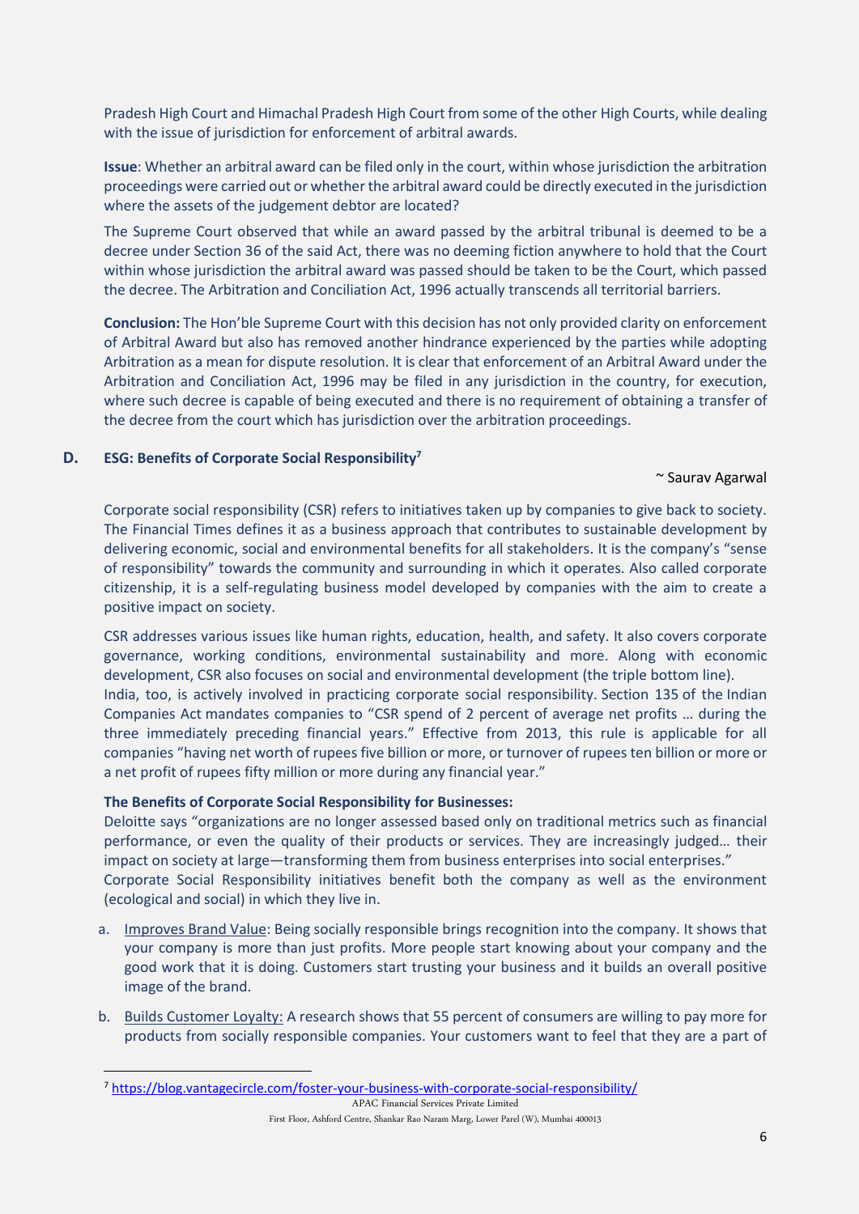Pradesh High Court and Himachal Pradesh High Court from some of the other High Courts, while dealing with the issue of jurisdiction for enforcement of arbitral awards.

**Issue**: Whether an arbitral award can be filed only in the court, within whose jurisdiction the arbitration proceedings were carried out or whether the arbitral award could be directly executed in the jurisdiction where the assets of the judgement debtor are located?

The Supreme Court observed that while an award passed by the arbitral tribunal is deemed to be a decree under Section 36 of the said Act, there was no deeming fiction anywhere to hold that the Court within whose jurisdiction the arbitral award was passed should be taken to be the Court, which passed the decree. The Arbitration and Conciliation Act, 1996 actually transcends all territorial barriers.

**Conclusion:** The Hon'ble Supreme Court with this decision has not only provided clarity on enforcement of Arbitral Award but also has removed another hindrance experienced by the parties while adopting Arbitration as a mean for dispute resolution. It is clear that enforcement of an Arbitral Award under the Arbitration and Conciliation Act, 1996 may be filed in any jurisdiction in the country, for execution, where such decree is capable of being executed and there is no requirement of obtaining a transfer of the decree from the court which has jurisdiction over the arbitration proceedings.

## D. ESG: Benefits of Corporate Social Responsibility[7]

~ Saurav Agarwal

Corporate social responsibility (CSR) refers to initiatives taken up by companies to give back to society. The Financial Times defines it as a business approach that contributes to sustainable development by delivering economic, social and environmental benefits for all stakeholders. It is the company's "sense of responsibility" towards the community and surrounding in which it operates. Also called corporate citizenship, it is a self-regulating business model developed by companies with the aim to create a positive impact on society.

CSR addresses various issues like human rights, education, health, and safety. It also covers corporate governance, working conditions, environmental sustainability and more. Along with economic development, CSR also focuses on social and environmental development (the triple bottom line).

India, too, is actively involved in practicing corporate social responsibility. Section 135 of the Indian Companies Act mandates companies to "CSR spend of 2 percent of average net profits … during the three immediately preceding financial years." Effective from 2013, this rule is applicable for all companies "having net worth of rupees five billion or more, or turnover of rupees ten billion or more or a net profit of rupees fifty million or more during any financial year."

**The Benefits of Corporate Social Responsibility for Businesses:**

Deloitte says "organizations are no longer assessed based only on traditional metrics such as financial performance, or even the quality of their products or services. They are increasingly judged… their impact on society at large—transforming them from business enterprises into social enterprises."

Corporate Social Responsibility initiatives benefit both the company as well as the environment (ecological and social) in which they live in.

a. Improves Brand Value: Being socially responsible brings recognition into the company. It shows that your company is more than just profits. More people start knowing about your company and the good work that it is doing. Customers start trusting your business and it builds an overall positive image of the brand.

b. Builds Customer Loyalty: A research shows that 55 percent of consumers are willing to pay more for products from socially responsible companies. Your customers want to feel that they are a part of

---

[7] https://blog.vantagecircle.com/foster-your-business-with-corporate-social-responsibility/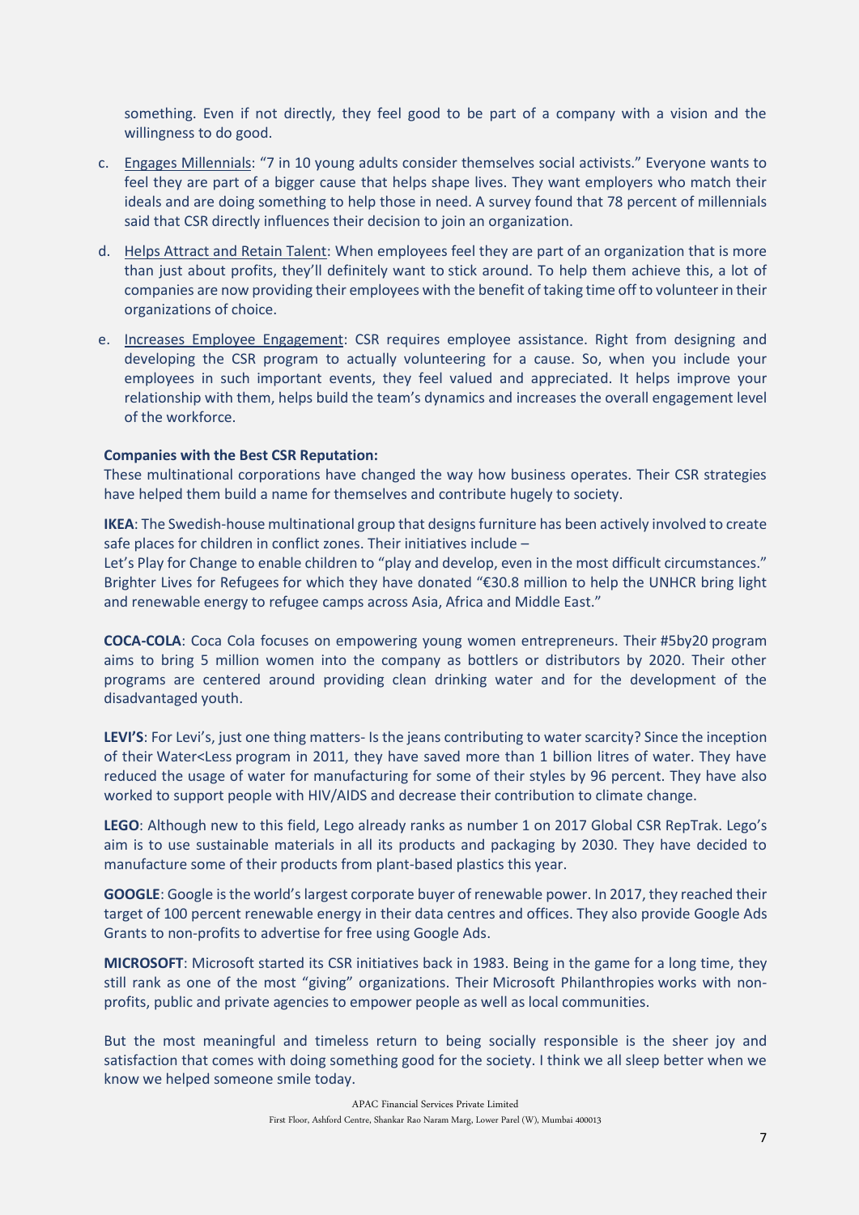something. Even if not directly, they feel good to be part of a company with a vision and the willingness to do good.

c. Engages Millennials: "7 in 10 young adults consider themselves social activists." Everyone wants to feel they are part of a bigger cause that helps shape lives. They want employers who match their ideals and are doing something to help those in need. A survey found that 78 percent of millennials said that CSR directly influences their decision to join an organization.

d. Helps Attract and Retain Talent: When employees feel they are part of an organization that is more than just about profits, they'll definitely want to stick around. To help them achieve this, a lot of companies are now providing their employees with the benefit of taking time off to volunteer in their organizations of choice.

e. Increases Employee Engagement: CSR requires employee assistance. Right from designing and developing the CSR program to actually volunteering for a cause. So, when you include your employees in such important events, they feel valued and appreciated. It helps improve your relationship with them, helps build the team's dynamics and increases the overall engagement level of the workforce.

**Companies with the Best CSR Reputation:**

These multinational corporations have changed the way how business operates. Their CSR strategies have helped them build a name for themselves and contribute hugely to society.

**IKEA**: The Swedish-house multinational group that designs furniture has been actively involved to create safe places for children in conflict zones. Their initiatives include –
Let's Play for Change to enable children to "play and develop, even in the most difficult circumstances." Brighter Lives for Refugees for which they have donated "€30.8 million to help the UNHCR bring light and renewable energy to refugee camps across Asia, Africa and Middle East."

**COCA-COLA**: Coca Cola focuses on empowering young women entrepreneurs. Their #5by20 program aims to bring 5 million women into the company as bottlers or distributors by 2020. Their other programs are centered around providing clean drinking water and for the development of the disadvantaged youth.

**LEVI'S**: For Levi's, just one thing matters- Is the jeans contributing to water scarcity? Since the inception of their Water<Less program in 2011, they have saved more than 1 billion litres of water. They have reduced the usage of water for manufacturing for some of their styles by 96 percent. They have also worked to support people with HIV/AIDS and decrease their contribution to climate change.

**LEGO**: Although new to this field, Lego already ranks as number 1 on 2017 Global CSR RepTrak. Lego's aim is to use sustainable materials in all its products and packaging by 2030. They have decided to manufacture some of their products from plant-based plastics this year.

**GOOGLE**: Google is the world's largest corporate buyer of renewable power. In 2017, they reached their target of 100 percent renewable energy in their data centres and offices. They also provide Google Ads Grants to non-profits to advertise for free using Google Ads.

**MICROSOFT**: Microsoft started its CSR initiatives back in 1983. Being in the game for a long time, they still rank as one of the most "giving" organizations. Their Microsoft Philanthropies works with non-profits, public and private agencies to empower people as well as local communities.

But the most meaningful and timeless return to being socially responsible is the sheer joy and satisfaction that comes with doing something good for the society. I think we all sleep better when we know we helped someone smile today.